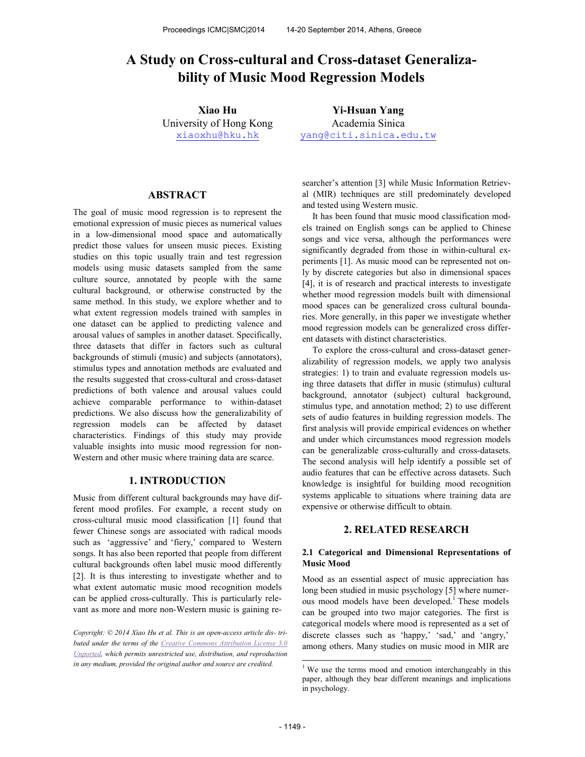# A Study on Cross-cultural and Cross-dataset Generalizability of Music Mood Regression Models

**Xiao Hu**
University of Hong Kong
xiaoxhu@hku.hk

**Yi-Hsuan Yang**
Academia Sinica
yang@citi.sinica.edu.tw

## ABSTRACT

The goal of music mood regression is to represent the emotional expression of music pieces as numerical values in a low-dimensional mood space and automatically predict those values for unseen music pieces. Existing studies on this topic usually train and test regression models using music datasets sampled from the same culture source, annotated by people with the same cultural background, or otherwise constructed by the same method. In this study, we explore whether and to what extent regression models trained with samples in one dataset can be applied to predicting valence and arousal values of samples in another dataset. Specifically, three datasets that differ in factors such as cultural backgrounds of stimuli (music) and subjects (annotators), stimulus types and annotation methods are evaluated and the results suggested that cross-cultural and cross-dataset predictions of both valence and arousal values could achieve comparable performance to within-dataset predictions. We also discuss how the generalizability of regression models can be affected by dataset characteristics. Findings of this study may provide valuable insights into music mood regression for non-Western and other music where training data are scarce.

## 1. INTRODUCTION

Music from different cultural backgrounds may have different mood profiles. For example, a recent study on cross-cultural music mood classification [1] found that fewer Chinese songs are associated with radical moods such as 'aggressive' and 'fiery,' compared to Western songs. It has also been reported that people from different cultural backgrounds often label music mood differently [2]. It is thus interesting to investigate whether and to what extent automatic music mood recognition models can be applied cross-culturally. This is particularly relevant as more and more non-Western music is gaining researcher's attention [3] while Music Information Retrieval (MIR) techniques are still predominately developed and tested using Western music.

It has been found that music mood classification models trained on English songs can be applied to Chinese songs and vice versa, although the performances were significantly degraded from those in within-cultural experiments [1]. As music mood can be represented not only by discrete categories but also in dimensional spaces [4], it is of research and practical interests to investigate whether mood regression models built with dimensional mood spaces can be generalized cross cultural boundaries. More generally, in this paper we investigate whether mood regression models can be generalized cross different datasets with distinct characteristics.

To explore the cross-cultural and cross-dataset generalizability of regression models, we apply two analysis strategies: 1) to train and evaluate regression models using three datasets that differ in music (stimulus) cultural background, annotator (subject) cultural background, stimulus type, and annotation method; 2) to use different sets of audio features in building regression models. The first analysis will provide empirical evidences on whether and under which circumstances mood regression models can be generalizable cross-culturally and cross-datasets. The second analysis will help identify a possible set of audio features that can be effective across datasets. Such knowledge is insightful for building mood recognition systems applicable to situations where training data are expensive or otherwise difficult to obtain.

## 2. RELATED RESEARCH

### 2.1 Categorical and Dimensional Representations of Music Mood

Mood as an essential aspect of music appreciation has long been studied in music psychology [5] where numerous mood models have been developed.[1] These models can be grouped into two major categories. The first is categorical models where mood is represented as a set of discrete classes such as 'happy,' 'sad,' and 'angry,' among others. Many studies on music mood in MIR are

*Copyright: © 2014 Xiao Hu et al. This is an open-access article distributed under the terms of the Creative Commons Attribution License 3.0 Unported, which permits unrestricted use, distribution, and reproduction in any medium, provided the original author and source are credited.*

[1] We use the terms mood and emotion interchangeably in this paper, although they bear different meanings and implications in psychology.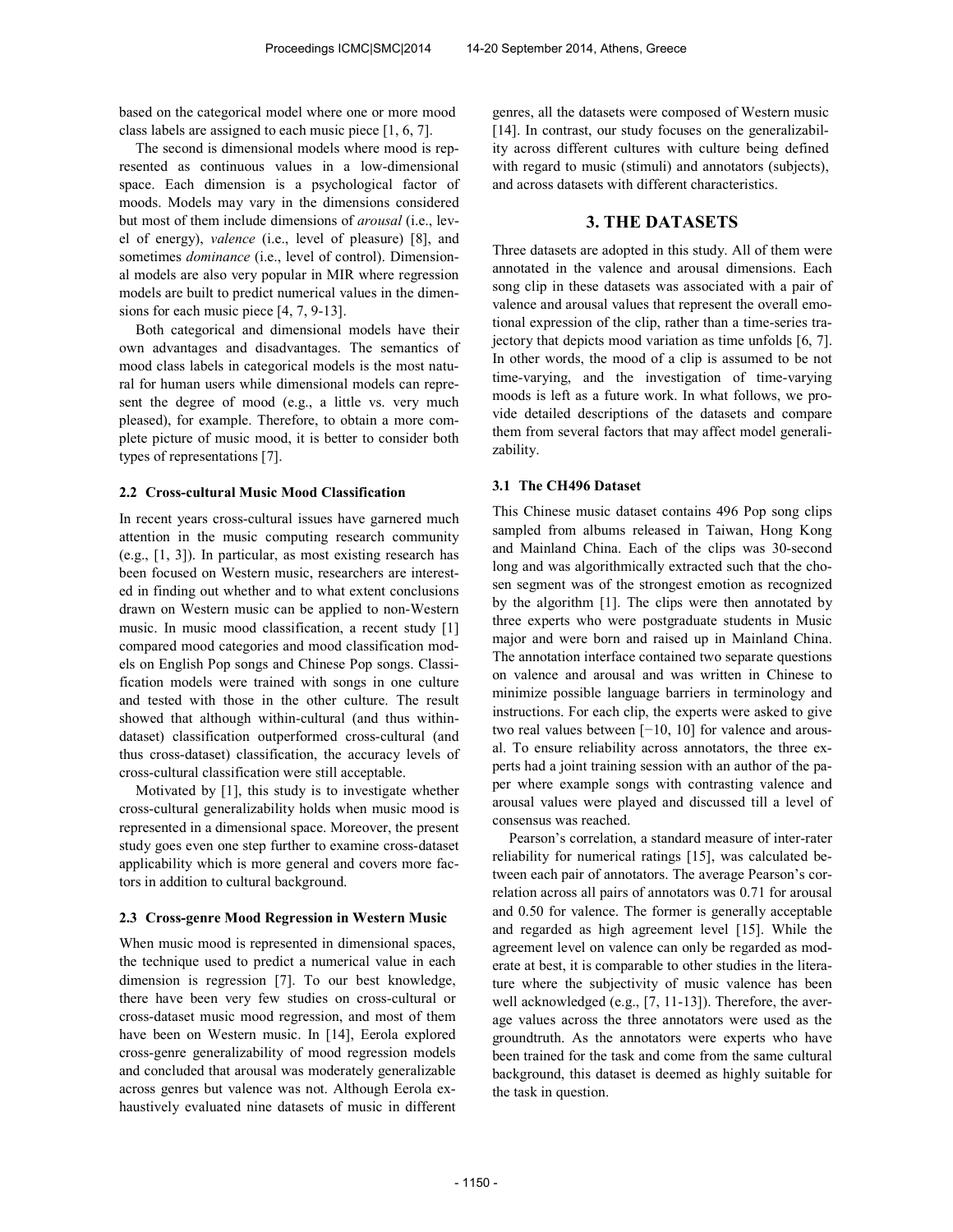based on the categorical model where one or more mood class labels are assigned to each music piece [1, 6, 7].

The second is dimensional models where mood is represented as continuous values in a low-dimensional space. Each dimension is a psychological factor of moods. Models may vary in the dimensions considered but most of them include dimensions of *arousal* (i.e., level of energy), *valence* (i.e., level of pleasure) [8], and sometimes *dominance* (i.e., level of control). Dimensional models are also very popular in MIR where regression models are built to predict numerical values in the dimensions for each music piece [4, 7, 9-13].

Both categorical and dimensional models have their own advantages and disadvantages. The semantics of mood class labels in categorical models is the most natural for human users while dimensional models can represent the degree of mood (e.g., a little vs. very much pleased), for example. Therefore, to obtain a more complete picture of music mood, it is better to consider both types of representations [7].

### 2.2 Cross-cultural Music Mood Classification

In recent years cross-cultural issues have garnered much attention in the music computing research community (e.g., [1, 3]). In particular, as most existing research has been focused on Western music, researchers are interested in finding out whether and to what extent conclusions drawn on Western music can be applied to non-Western music. In music mood classification, a recent study [1] compared mood categories and mood classification models on English Pop songs and Chinese Pop songs. Classification models were trained with songs in one culture and tested with those in the other culture. The result showed that although within-cultural (and thus within-dataset) classification outperformed cross-cultural (and thus cross-dataset) classification, the accuracy levels of cross-cultural classification were still acceptable.

Motivated by [1], this study is to investigate whether cross-cultural generalizability holds when music mood is represented in a dimensional space. Moreover, the present study goes even one step further to examine cross-dataset applicability which is more general and covers more factors in addition to cultural background.

### 2.3 Cross-genre Mood Regression in Western Music

When music mood is represented in dimensional spaces, the technique used to predict a numerical value in each dimension is regression [7]. To our best knowledge, there have been very few studies on cross-cultural or cross-dataset music mood regression, and most of them have been on Western music. In [14], Eerola explored cross-genre generalizability of mood regression models and concluded that arousal was moderately generalizable across genres but valence was not. Although Eerola exhaustively evaluated nine datasets of music in different genres, all the datasets were composed of Western music [14]. In contrast, our study focuses on the generalizability across different cultures with culture being defined with regard to music (stimuli) and annotators (subjects), and across datasets with different characteristics.

## 3. THE DATASETS

Three datasets are adopted in this study. All of them were annotated in the valence and arousal dimensions. Each song clip in these datasets was associated with a pair of valence and arousal values that represent the overall emotional expression of the clip, rather than a time-series trajectory that depicts mood variation as time unfolds [6, 7]. In other words, the mood of a clip is assumed to be not time-varying, and the investigation of time-varying moods is left as a future work. In what follows, we provide detailed descriptions of the datasets and compare them from several factors that may affect model generalizability.

### 3.1 The CH496 Dataset

This Chinese music dataset contains 496 Pop song clips sampled from albums released in Taiwan, Hong Kong and Mainland China. Each of the clips was 30-second long and was algorithmically extracted such that the chosen segment was of the strongest emotion as recognized by the algorithm [1]. The clips were then annotated by three experts who were postgraduate students in Music major and were born and raised up in Mainland China. The annotation interface contained two separate questions on valence and arousal and was written in Chinese to minimize possible language barriers in terminology and instructions. For each clip, the experts were asked to give two real values between $[-10, 10]$ for valence and arousal. To ensure reliability across annotators, the three experts had a joint training session with an author of the paper where example songs with contrasting valence and arousal values were played and discussed till a level of consensus was reached.

Pearson's correlation, a standard measure of inter-rater reliability for numerical ratings [15], was calculated between each pair of annotators. The average Pearson's correlation across all pairs of annotators was 0.71 for arousal and 0.50 for valence. The former is generally acceptable and regarded as high agreement level [15]. While the agreement level on valence can only be regarded as moderate at best, it is comparable to other studies in the literature where the subjectivity of music valence has been well acknowledged (e.g., [7, 11-13]). Therefore, the average values across the three annotators were used as the groundtruth. As the annotators were experts who have been trained for the task and come from the same cultural background, this dataset is deemed as highly suitable for the task in question.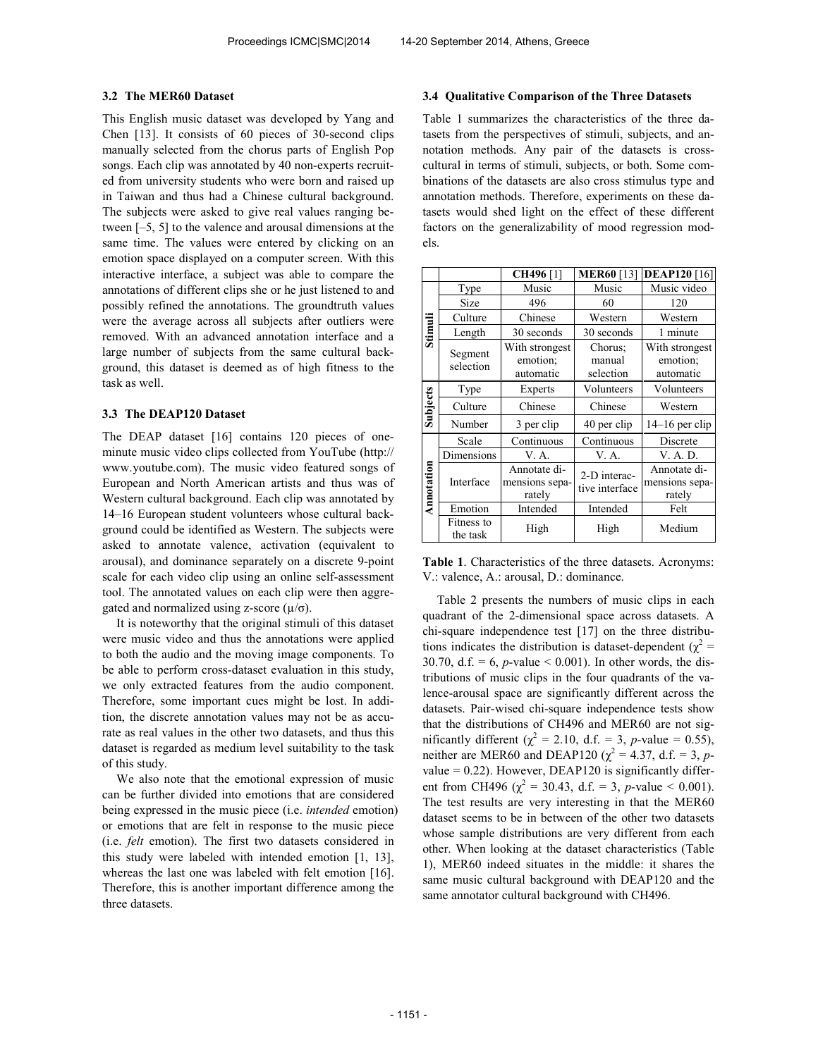### 3.2 The MER60 Dataset

This English music dataset was developed by Yang and Chen [13]. It consists of 60 pieces of 30-second clips manually selected from the chorus parts of English Pop songs. Each clip was annotated by 40 non-experts recruited from university students who were born and raised up in Taiwan and thus had a Chinese cultural background. The subjects were asked to give real values ranging between [–5, 5] to the valence and arousal dimensions at the same time. The values were entered by clicking on an emotion space displayed on a computer screen. With this interactive interface, a subject was able to compare the annotations of different clips she or he just listened to and possibly refined the annotations. The groundtruth values were the average across all subjects after outliers were removed. With an advanced annotation interface and a large number of subjects from the same cultural background, this dataset is deemed as of high fitness to the task as well.

### 3.3 The DEAP120 Dataset

The DEAP dataset [16] contains 120 pieces of one-minute music video clips collected from YouTube (http://www.youtube.com). The music video featured songs of European and North American artists and thus was of Western cultural background. Each clip was annotated by 14–16 European student volunteers whose cultural background could be identified as Western. The subjects were asked to annotate valence, activation (equivalent to arousal), and dominance separately on a discrete 9-point scale for each video clip using an online self-assessment tool. The annotated values on each clip were then aggregated and normalized using z-score ($\mu/\sigma$).

It is noteworthy that the original stimuli of this dataset were music video and thus the annotations were applied to both the audio and the moving image components. To be able to perform cross-dataset evaluation in this study, we only extracted features from the audio component. Therefore, some important cues might be lost. In addition, the discrete annotation values may not be as accurate as real values in the other two datasets, and thus this dataset is regarded as medium level suitability to the task of this study.

We also note that the emotional expression of music can be further divided into emotions that are considered being expressed in the music piece (i.e. *intended* emotion) or emotions that are felt in response to the music piece (i.e. *felt* emotion). The first two datasets considered in this study were labeled with intended emotion [1, 13], whereas the last one was labeled with felt emotion [16]. Therefore, this is another important difference among the three datasets.

### 3.4 Qualitative Comparison of the Three Datasets

Table 1 summarizes the characteristics of the three datasets from the perspectives of stimuli, subjects, and annotation methods. Any pair of the datasets is cross-cultural in terms of stimuli, subjects, or both. Some combinations of the datasets are also cross stimulus type and annotation methods. Therefore, experiments on these datasets would shed light on the effect of these different factors on the generalizability of mood regression models.

| | | **CH496** [1] | **MER60** [13] | **DEAP120** [16] |
|---|---|---|---|---|
| **Stimuli** | Type | Music | Music | Music video |
| | Size | 496 | 60 | 120 |
| | Culture | Chinese | Western | Western |
| | Length | 30 seconds | 30 seconds | 1 minute |
| | Segment selection | With strongest emotion; automatic | Chorus; manual selection | With strongest emotion; automatic |
| **Subjects** | Type | Experts | Volunteers | Volunteers |
| | Culture | Chinese | Chinese | Western |
| | Number | 3 per clip | 40 per clip | 14–16 per clip |
| **Annotation** | Scale | Continuous | Continuous | Discrete |
| | Dimensions | V. A. | V. A. | V. A. D. |
| | Interface | Annotate dimensions separately | 2-D interactive interface | Annotate dimensions separately |
| | Emotion | Intended | Intended | Felt |
| | Fitness to the task | High | High | Medium |

**Table 1**. Characteristics of the three datasets. Acronyms: V.: valence, A.: arousal, D.: dominance.

Table 2 presents the numbers of music clips in each quadrant of the 2-dimensional space across datasets. A chi-square independence test [17] on the three distributions indicates the distribution is dataset-dependent ($\chi^2$ = 30.70, d.f. = 6, $p$-value < 0.001). In other words, the distributions of music clips in the four quadrants of the valence-arousal space are significantly different across the datasets. Pair-wised chi-square independence tests show that the distributions of CH496 and MER60 are not significantly different ($\chi^2$ = 2.10, d.f. = 3, $p$-value = 0.55), neither are MER60 and DEAP120 ($\chi^2$ = 4.37, d.f. = 3, $p$-value = 0.22). However, DEAP120 is significantly different from CH496 ($\chi^2$ = 30.43, d.f. = 3, $p$-value < 0.001). The test results are very interesting in that the MER60 dataset seems to be in between of the other two datasets whose sample distributions are very different from each other. When looking at the dataset characteristics (Table 1), MER60 indeed situates in the middle: it shares the same music cultural background with DEAP120 and the same annotator cultural background with CH496.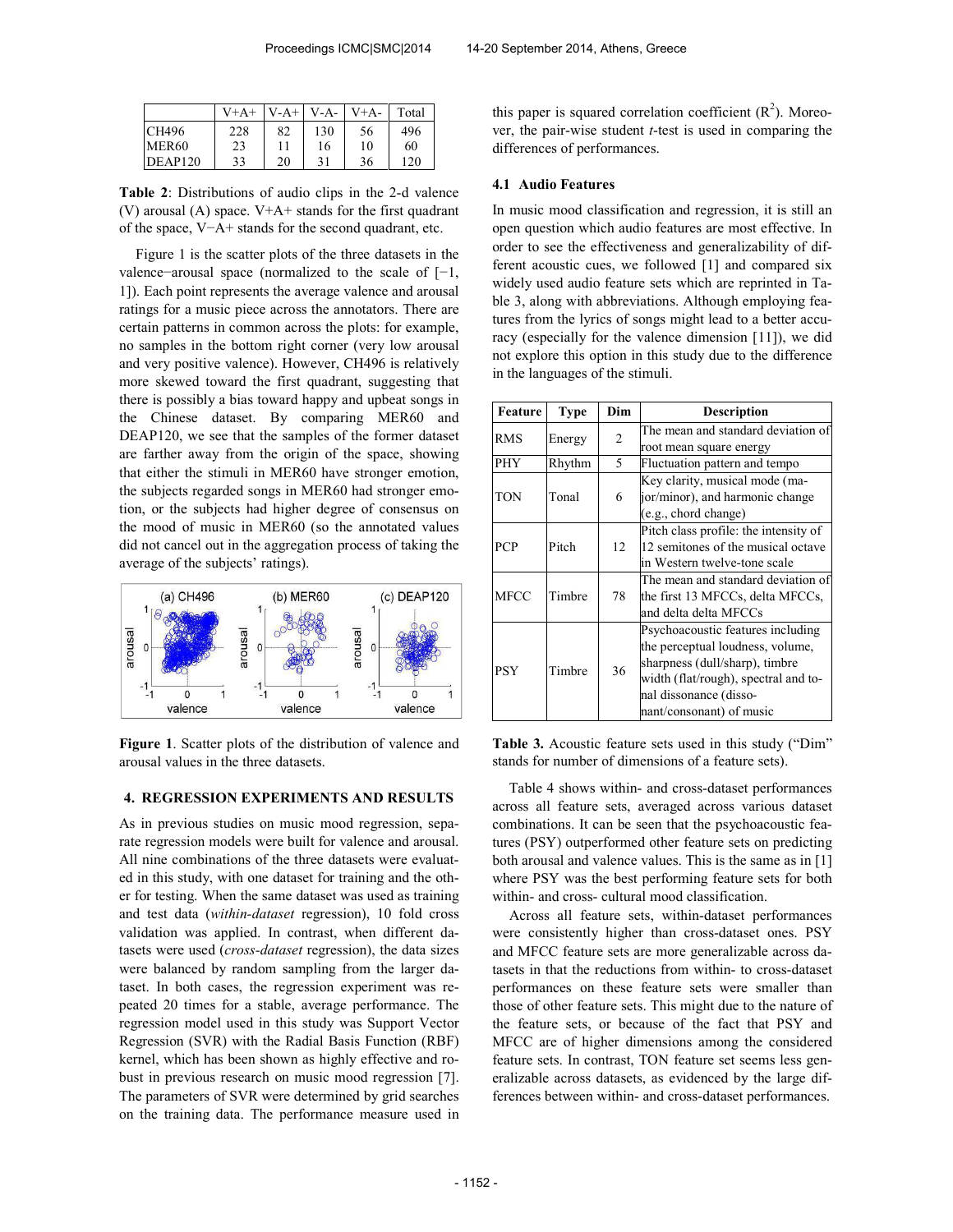|  | V+A+ | V-A+ | V-A- | V+A- | Total |
| --- | --- | --- | --- | --- | --- |
| CH496 | 228 | 82 | 130 | 56 | 496 |
| MER60 | 23 | 11 | 16 | 10 | 60 |
| DEAP120 | 33 | 20 | 31 | 36 | 120 |

**Table 2**: Distributions of audio clips in the 2-d valence (V) arousal (A) space. V+A+ stands for the first quadrant of the space, V−A+ stands for the second quadrant, etc.

Figure 1 is the scatter plots of the three datasets in the valence−arousal space (normalized to the scale of [−1, 1]). Each point represents the average valence and arousal ratings for a music piece across the annotators. There are certain patterns in common across the plots: for example, no samples in the bottom right corner (very low arousal and very positive valence). However, CH496 is relatively more skewed toward the first quadrant, suggesting that there is possibly a bias toward happy and upbeat songs in the Chinese dataset. By comparing MER60 and DEAP120, we see that the samples of the former dataset are farther away from the origin of the space, showing that either the stimuli in MER60 have stronger emotion, the subjects regarded songs in MER60 had stronger emotion, or the subjects had higher degree of consensus on the mood of music in MER60 (so the annotated values did not cancel out in the aggregation process of taking the average of the subjects' ratings).

**Figure 1**. Scatter plots of the distribution of valence and arousal values in the three datasets.

## 4. REGRESSION EXPERIMENTS AND RESULTS

As in previous studies on music mood regression, separate regression models were built for valence and arousal. All nine combinations of the three datasets were evaluated in this study, with one dataset for training and the other for testing. When the same dataset was used as training and test data (*within-dataset* regression), 10 fold cross validation was applied. In contrast, when different datasets were used (*cross-dataset* regression), the data sizes were balanced by random sampling from the larger dataset. In both cases, the regression experiment was repeated 20 times for a stable, average performance. The regression model used in this study was Support Vector Regression (SVR) with the Radial Basis Function (RBF) kernel, which has been shown as highly effective and robust in previous research on music mood regression [7]. The parameters of SVR were determined by grid searches on the training data. The performance measure used in this paper is squared correlation coefficient ($R^2$). Moreover, the pair-wise student *t*-test is used in comparing the differences of performances.

### 4.1 Audio Features

In music mood classification and regression, it is still an open question which audio features are most effective. In order to see the effectiveness and generalizability of different acoustic cues, we followed [1] and compared six widely used audio feature sets which are reprinted in Table 3, along with abbreviations. Although employing features from the lyrics of songs might lead to a better accuracy (especially for the valence dimension [11]), we did not explore this option in this study due to the difference in the languages of the stimuli.

| Feature | Type | Dim | Description |
| --- | --- | --- | --- |
| RMS | Energy | 2 | The mean and standard deviation of root mean square energy |
| PHY | Rhythm | 5 | Fluctuation pattern and tempo |
| TON | Tonal | 6 | Key clarity, musical mode (major/minor), and harmonic change (e.g., chord change) |
| PCP | Pitch | 12 | Pitch class profile: the intensity of 12 semitones of the musical octave in Western twelve-tone scale |
| MFCC | Timbre | 78 | The mean and standard deviation of the first 13 MFCCs, delta MFCCs, and delta delta MFCCs |
| PSY | Timbre | 36 | Psychoacoustic features including the perceptual loudness, volume, sharpness (dull/sharp), timbre width (flat/rough), spectral and tonal dissonance (dissonant/consonant) of music |

**Table 3.** Acoustic feature sets used in this study ("Dim" stands for number of dimensions of a feature sets).

Table 4 shows within- and cross-dataset performances across all feature sets, averaged across various dataset combinations. It can be seen that the psychoacoustic features (PSY) outperformed other feature sets on predicting both arousal and valence values. This is the same as in [1] where PSY was the best performing feature sets for both within- and cross- cultural mood classification.

Across all feature sets, within-dataset performances were consistently higher than cross-dataset ones. PSY and MFCC feature sets are more generalizable across datasets in that the reductions from within- to cross-dataset performances on these feature sets were smaller than those of other feature sets. This might due to the nature of the feature sets, or because of the fact that PSY and MFCC are of higher dimensions among the considered feature sets. In contrast, TON feature set seems less generalizable across datasets, as evidenced by the large differences between within- and cross-dataset performances.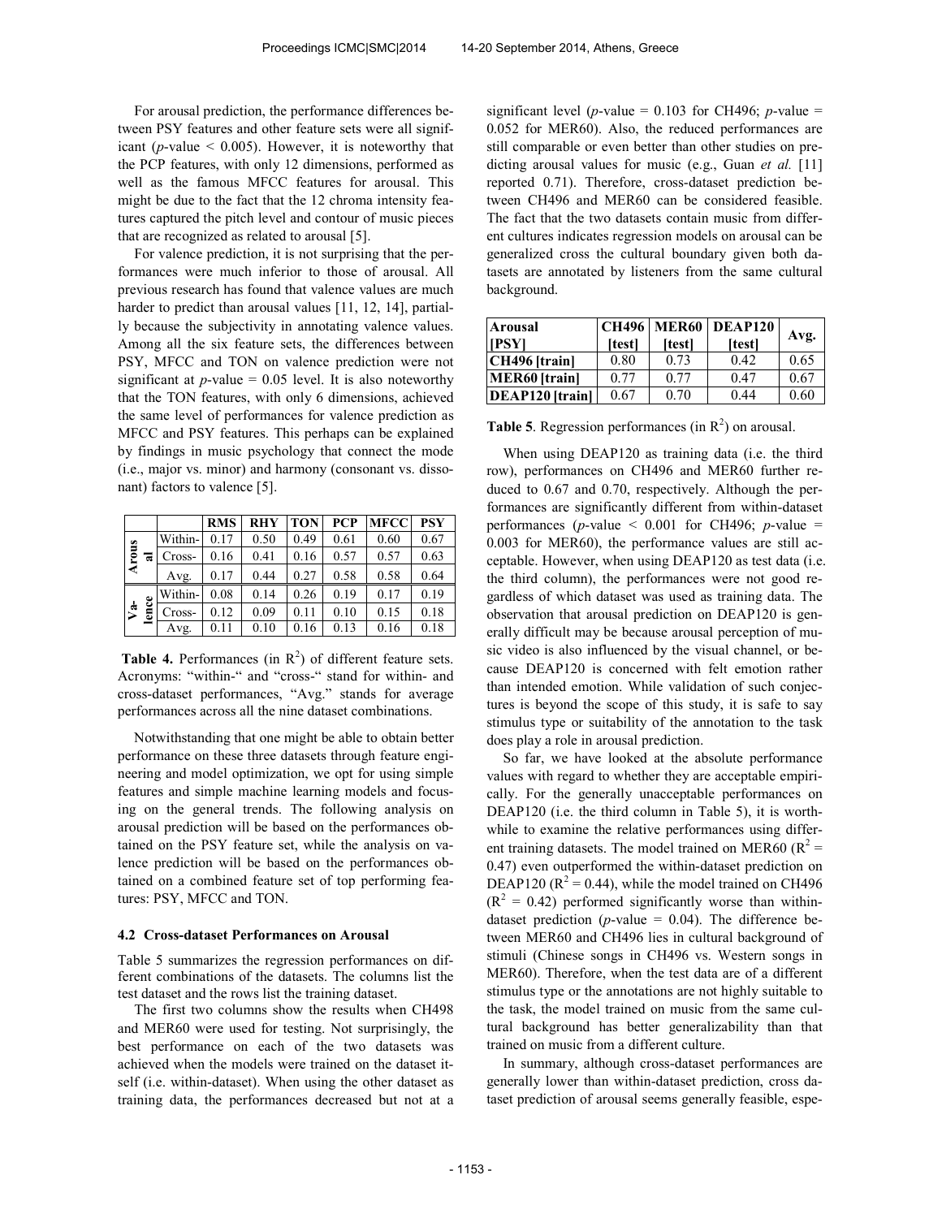For arousal prediction, the performance differences between PSY features and other feature sets were all significant (*p*-value < 0.005). However, it is noteworthy that the PCP features, with only 12 dimensions, performed as well as the famous MFCC features for arousal. This might be due to the fact that the 12 chroma intensity features captured the pitch level and contour of music pieces that are recognized as related to arousal [5].

For valence prediction, it is not surprising that the performances were much inferior to those of arousal. All previous research has found that valence values are much harder to predict than arousal values [11, 12, 14], partially because the subjectivity in annotating valence values. Among all the six feature sets, the differences between PSY, MFCC and TON on valence prediction were not significant at *p*-value = 0.05 level. It is also noteworthy that the TON features, with only 6 dimensions, achieved the same level of performances for valence prediction as MFCC and PSY features. This perhaps can be explained by findings in music psychology that connect the mode (i.e., major vs. minor) and harmony (consonant vs. dissonant) factors to valence [5].

| | | RMS | RHY | TON | PCP | MFCC | PSY |
|---|---|---|---|---|---|---|---|
| Arousal | Within- | 0.17 | 0.50 | 0.49 | 0.61 | 0.60 | 0.67 |
| | Cross- | 0.16 | 0.41 | 0.16 | 0.57 | 0.57 | 0.63 |
| | Avg. | 0.17 | 0.44 | 0.27 | 0.58 | 0.58 | 0.64 |
| Valence | Within- | 0.08 | 0.14 | 0.26 | 0.19 | 0.17 | 0.19 |
| | Cross- | 0.12 | 0.09 | 0.11 | 0.10 | 0.15 | 0.18 |
| | Avg. | 0.11 | 0.10 | 0.16 | 0.13 | 0.16 | 0.18 |

**Table 4.** Performances (in $R^2$) of different feature sets. Acronyms: "within-" and "cross-" stand for within- and cross-dataset performances, "Avg." stands for average performances across all the nine dataset combinations.

Notwithstanding that one might be able to obtain better performance on these three datasets through feature engineering and model optimization, we opt for using simple features and simple machine learning models and focusing on the general trends. The following analysis on arousal prediction will be based on the performances obtained on the PSY feature set, while the analysis on valence prediction will be based on the performances obtained on a combined feature set of top performing features: PSY, MFCC and TON.

### 4.2 Cross-dataset Performances on Arousal

Table 5 summarizes the regression performances on different combinations of the datasets. The columns list the test dataset and the rows list the training dataset.

The first two columns show the results when CH498 and MER60 were used for testing. Not surprisingly, the best performance on each of the two datasets was achieved when the models were trained on the dataset itself (i.e. within-dataset). When using the other dataset as training data, the performances decreased but not at a significant level (*p*-value = 0.103 for CH496; *p*-value = 0.052 for MER60). Also, the reduced performances are still comparable or even better than other studies on predicting arousal values for music (e.g., Guan *et al.* [11] reported 0.71). Therefore, cross-dataset prediction between CH496 and MER60 can be considered feasible. The fact that the two datasets contain music from different cultures indicates regression models on arousal can be generalized cross the cultural boundary given both datasets are annotated by listeners from the same cultural background.

| Arousal [PSY] | CH496 [test] | MER60 [test] | DEAP120 [test] | Avg. |
|---|---|---|---|---|
| **CH496 [train]** | 0.80 | 0.73 | 0.42 | 0.65 |
| **MER60 [train]** | 0.77 | 0.77 | 0.47 | 0.67 |
| **DEAP120 [train]** | 0.67 | 0.70 | 0.44 | 0.60 |

**Table 5**. Regression performances (in $R^2$) on arousal.

When using DEAP120 as training data (i.e. the third row), performances on CH496 and MER60 further reduced to 0.67 and 0.70, respectively. Although the performances are significantly different from within-dataset performances (*p*-value < 0.001 for CH496; *p*-value = 0.003 for MER60), the performance values are still acceptable. However, when using DEAP120 as test data (i.e. the third column), the performances were not good regardless of which dataset was used as training data. The observation that arousal prediction on DEAP120 is generally difficult may be because arousal perception of music video is also influenced by the visual channel, or because DEAP120 is concerned with felt emotion rather than intended emotion. While validation of such conjectures is beyond the scope of this study, it is safe to say stimulus type or suitability of the annotation to the task does play a role in arousal prediction.

So far, we have looked at the absolute performance values with regard to whether they are acceptable empirically. For the generally unacceptable performances on DEAP120 (i.e. the third column in Table 5), it is worthwhile to examine the relative performances using different training datasets. The model trained on MER60 ($R^2$ = 0.47) even outperformed the within-dataset prediction on DEAP120 ($R^2$ = 0.44), while the model trained on CH496 ($R^2$ = 0.42) performed significantly worse than within-dataset prediction (*p*-value = 0.04). The difference between MER60 and CH496 lies in cultural background of stimuli (Chinese songs in CH496 vs. Western songs in MER60). Therefore, when the test data are of a different stimulus type or the annotations are not highly suitable to the task, the model trained on music from the same cultural background has better generalizability than that trained on music from a different culture.

In summary, although cross-dataset performances are generally lower than within-dataset prediction, cross dataset prediction of arousal seems generally feasible, espe-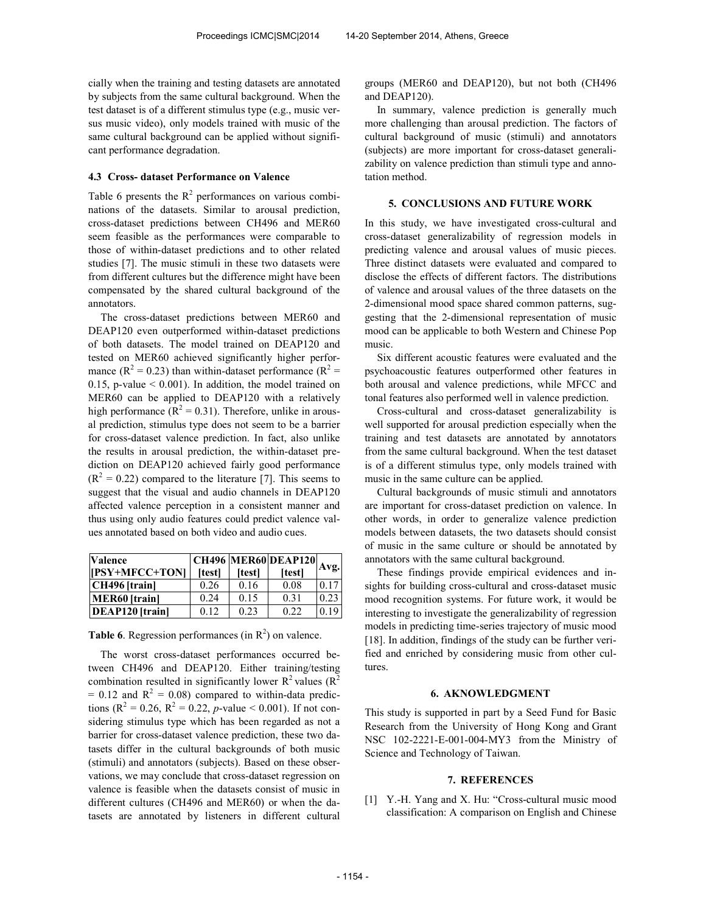cially when the training and testing datasets are annotated by subjects from the same cultural background. When the test dataset is of a different stimulus type (e.g., music versus music video), only models trained with music of the same cultural background can be applied without significant performance degradation.

### 4.3 Cross- dataset Performance on Valence

Table 6 presents the $R^2$ performances on various combinations of the datasets. Similar to arousal prediction, cross-dataset predictions between CH496 and MER60 seem feasible as the performances were comparable to those of within-dataset predictions and to other related studies [7]. The music stimuli in these two datasets were from different cultures but the difference might have been compensated by the shared cultural background of the annotators.

The cross-dataset predictions between MER60 and DEAP120 even outperformed within-dataset predictions of both datasets. The model trained on DEAP120 and tested on MER60 achieved significantly higher performance ($R^2 = 0.23$) than within-dataset performance ($R^2 = 0.15$, p-value $< 0.001$). In addition, the model trained on MER60 can be applied to DEAP120 with a relatively high performance ($R^2 = 0.31$). Therefore, unlike in arousal prediction, stimulus type does not seem to be a barrier for cross-dataset valence prediction. In fact, also unlike the results in arousal prediction, the within-dataset prediction on DEAP120 achieved fairly good performance ($R^2 = 0.22$) compared to the literature [7]. This seems to suggest that the visual and audio channels in DEAP120 affected valence perception in a consistent manner and thus using only audio features could predict valence values annotated based on both video and audio cues.

| Valence [PSY+MFCC+TON] | CH496 [test] | MER60 [test] | DEAP120 [test] | Avg. |
|---|---|---|---|---|
| CH496 [train] | 0.26 | 0.16 | 0.08 | 0.17 |
| MER60 [train] | 0.24 | 0.15 | 0.31 | 0.23 |
| DEAP120 [train] | 0.12 | 0.23 | 0.22 | 0.19 |

**Table 6**. Regression performances (in $R^2$) on valence.

The worst cross-dataset performances occurred between CH496 and DEAP120. Either training/testing combination resulted in significantly lower $R^2$ values ($R^2 = 0.12$ and $R^2 = 0.08$) compared to within-data predictions ($R^2 = 0.26$, $R^2 = 0.22$, *p*-value $< 0.001$). If not considering stimulus type which has been regarded as not a barrier for cross-dataset valence prediction, these two datasets differ in the cultural backgrounds of both music (stimuli) and annotators (subjects). Based on these observations, we may conclude that cross-dataset regression on valence is feasible when the datasets consist of music in different cultures (CH496 and MER60) or when the datasets are annotated by listeners in different cultural groups (MER60 and DEAP120), but not both (CH496 and DEAP120).

In summary, valence prediction is generally much more challenging than arousal prediction. The factors of cultural background of music (stimuli) and annotators (subjects) are more important for cross-dataset generalizability on valence prediction than stimuli type and annotation method.

## 5. CONCLUSIONS AND FUTURE WORK

In this study, we have investigated cross-cultural and cross-dataset generalizability of regression models in predicting valence and arousal values of music pieces. Three distinct datasets were evaluated and compared to disclose the effects of different factors. The distributions of valence and arousal values of the three datasets on the 2-dimensional mood space shared common patterns, suggesting that the 2-dimensional representation of music mood can be applicable to both Western and Chinese Pop music.

Six different acoustic features were evaluated and the psychoacoustic features outperformed other features in both arousal and valence predictions, while MFCC and tonal features also performed well in valence prediction.

Cross-cultural and cross-dataset generalizability is well supported for arousal prediction especially when the training and test datasets are annotated by annotators from the same cultural background. When the test dataset is of a different stimulus type, only models trained with music in the same culture can be applied.

Cultural backgrounds of music stimuli and annotators are important for cross-dataset prediction on valence. In other words, in order to generalize valence prediction models between datasets, the two datasets should consist of music in the same culture or should be annotated by annotators with the same cultural background.

These findings provide empirical evidences and insights for building cross-cultural and cross-dataset music mood recognition systems. For future work, it would be interesting to investigate the generalizability of regression models in predicting time-series trajectory of music mood [18]. In addition, findings of the study can be further verified and enriched by considering music from other cultures.

## 6. AKNOWLEDGMENT

This study is supported in part by a Seed Fund for Basic Research from the University of Hong Kong and Grant NSC 102-2221-E-001-004-MY3 from the Ministry of Science and Technology of Taiwan.

## 7. REFERENCES

[1] Y.-H. Yang and X. Hu: "Cross-cultural music mood classification: A comparison on English and Chinese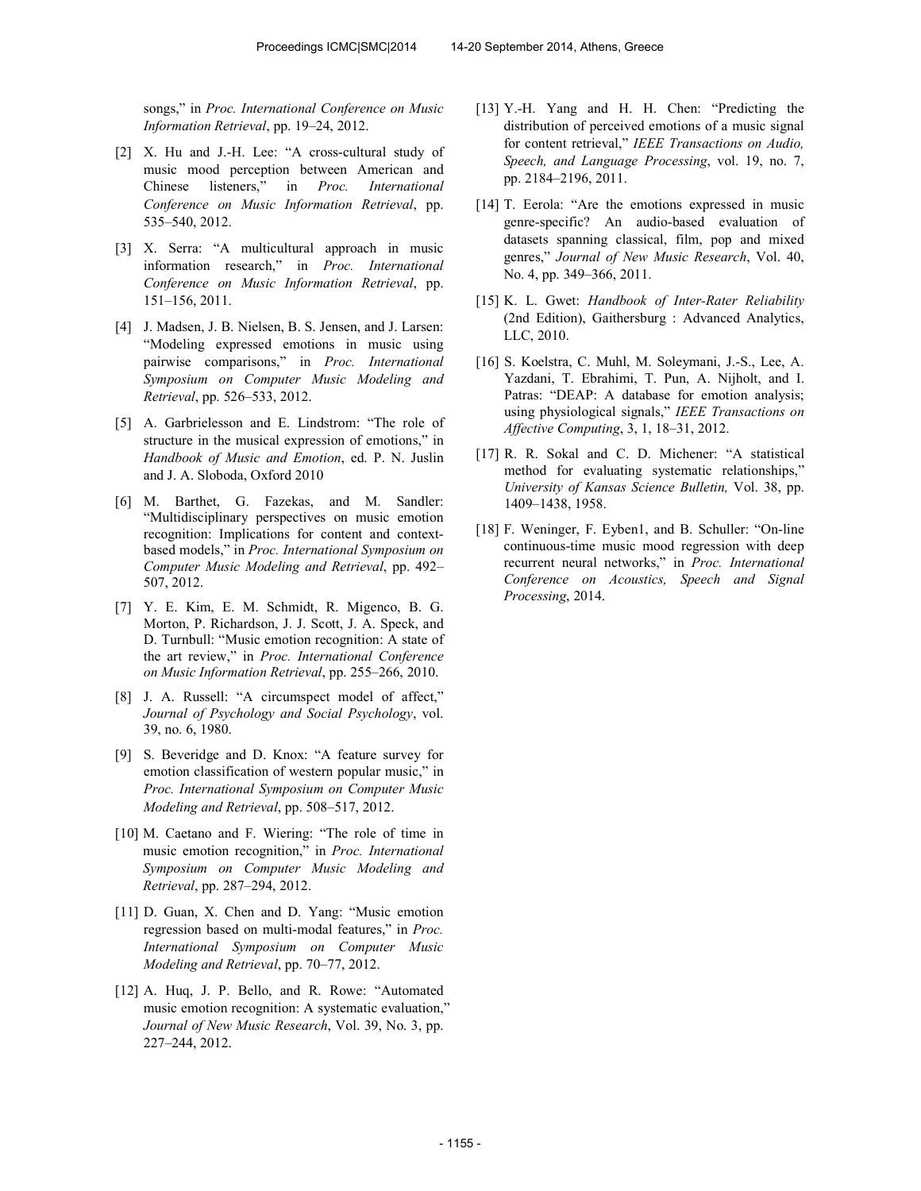songs," in *Proc. International Conference on Music Information Retrieval*, pp. 19–24, 2012.

[2] X. Hu and J.-H. Lee: "A cross-cultural study of music mood perception between American and Chinese listeners," in *Proc. International Conference on Music Information Retrieval*, pp. 535–540, 2012.

[3] X. Serra: "A multicultural approach in music information research," in *Proc. International Conference on Music Information Retrieval*, pp. 151–156, 2011.

[4] J. Madsen, J. B. Nielsen, B. S. Jensen, and J. Larsen: "Modeling expressed emotions in music using pairwise comparisons," in *Proc. International Symposium on Computer Music Modeling and Retrieval*, pp. 526–533, 2012.

[5] A. Garbrielesson and E. Lindstrom: "The role of structure in the musical expression of emotions," in *Handbook of Music and Emotion*, ed. P. N. Juslin and J. A. Sloboda, Oxford 2010

[6] M. Barthet, G. Fazekas, and M. Sandler: "Multidisciplinary perspectives on music emotion recognition: Implications for content and context-based models," in *Proc. International Symposium on Computer Music Modeling and Retrieval*, pp. 492–507, 2012.

[7] Y. E. Kim, E. M. Schmidt, R. Migenco, B. G. Morton, P. Richardson, J. J. Scott, J. A. Speck, and D. Turnbull: "Music emotion recognition: A state of the art review," in *Proc. International Conference on Music Information Retrieval*, pp. 255–266, 2010.

[8] J. A. Russell: "A circumspect model of affect," *Journal of Psychology and Social Psychology*, vol. 39, no. 6, 1980.

[9] S. Beveridge and D. Knox: "A feature survey for emotion classification of western popular music," in *Proc. International Symposium on Computer Music Modeling and Retrieval*, pp. 508–517, 2012.

[10] M. Caetano and F. Wiering: "The role of time in music emotion recognition," in *Proc. International Symposium on Computer Music Modeling and Retrieval*, pp. 287–294, 2012.

[11] D. Guan, X. Chen and D. Yang: "Music emotion regression based on multi-modal features," in *Proc. International Symposium on Computer Music Modeling and Retrieval*, pp. 70–77, 2012.

[12] A. Huq, J. P. Bello, and R. Rowe: "Automated music emotion recognition: A systematic evaluation," *Journal of New Music Research*, Vol. 39, No. 3, pp. 227–244, 2012.

[13] Y.-H. Yang and H. H. Chen: "Predicting the distribution of perceived emotions of a music signal for content retrieval," *IEEE Transactions on Audio, Speech, and Language Processing*, vol. 19, no. 7, pp. 2184–2196, 2011.

[14] T. Eerola: "Are the emotions expressed in music genre-specific? An audio-based evaluation of datasets spanning classical, film, pop and mixed genres," *Journal of New Music Research*, Vol. 40, No. 4, pp. 349–366, 2011.

[15] K. L. Gwet: *Handbook of Inter-Rater Reliability* (2nd Edition), Gaithersburg : Advanced Analytics, LLC, 2010.

[16] S. Koelstra, C. Muhl, M. Soleymani, J.-S., Lee, A. Yazdani, T. Ebrahimi, T. Pun, A. Nijholt, and I. Patras: "DEAP: A database for emotion analysis; using physiological signals," *IEEE Transactions on Affective Computing*, 3, 1, 18–31, 2012.

[17] R. R. Sokal and C. D. Michener: "A statistical method for evaluating systematic relationships," *University of Kansas Science Bulletin,* Vol. 38, pp. 1409–1438, 1958.

[18] F. Weninger, F. Eyben1, and B. Schuller: "On-line continuous-time music mood regression with deep recurrent neural networks," in *Proc. International Conference on Acoustics, Speech and Signal Processing*, 2014.